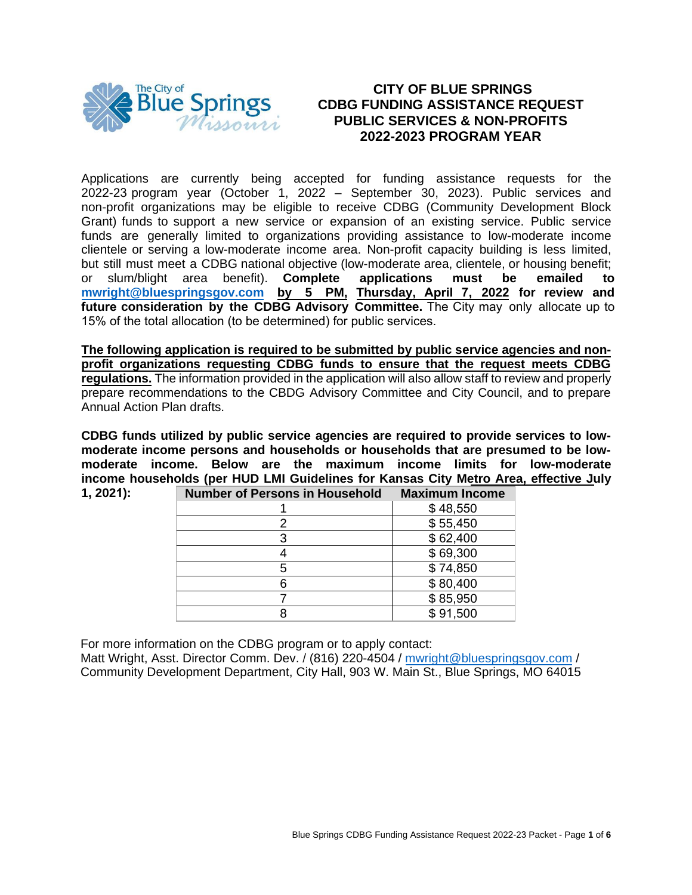# CITY OF BLUE SPRINGS CDBG FUNDING ASSISTANCE REQUEST PUBLIC SERVICES & NON-PROFITS 2022-2023 PROGRAM YEAR

Applications are currently being accepted for funding assistance requests for the 2022-23 program year (October 1, 2022 – September 30, 2023). Public services and non-profit organizations may be eligible to receive CDBG (Community Development Block Grant) funds to support a new service or expansion of an existing service. Public service funds are generally limited to organizations providing assistance to low-moderate income clientele or serving a low-moderate income area. Non-profit capacity building is less limited, but still must meet a CDBG national objective (low-moderate area, clientele, or housing benefit; or slum/blight area benefit). **Complete applications must be emailed to mwright@bluespringsgov.com by 5 PM, Thursday, April 7, 2022 for review and future consideration by the CDBG Advisory Committee.** The City may only allocate up to 15% of the total allocation (to be determined) for public services.

**The following application is required to be submitted by public service agencies and non-profit organizations requesting CDBG funds to ensure that the request meets CDBG regulations.** The information provided in the application will also allow staff to review and properly prepare recommendations to the CBDG Advisory Committee and City Council, and to prepare Annual Action Plan drafts.

**CDBG funds utilized by public service agencies are required to provide services to low-moderate income persons and households or households that are presumed to be low-moderate income. Below are the maximum income limits for low-moderate income households (per HUD LMI Guidelines for Kansas City Metro Area, effective July 1, 2021):**

| Number of Persons in Household | Maximum Income |
|---|---|
| 1 | $ 48,550 |
| 2 | $ 55,450 |
| 3 | $ 62,400 |
| 4 | $ 69,300 |
| 5 | $ 74,850 |
| 6 | $ 80,400 |
| 7 | $ 85,950 |
| 8 | $ 91,500 |

For more information on the CDBG program or to apply contact:
Matt Wright, Asst. Director Comm. Dev. / (816) 220-4504 / mwright@bluespringsgov.com / Community Development Department, City Hall, 903 W. Main St., Blue Springs, MO 64015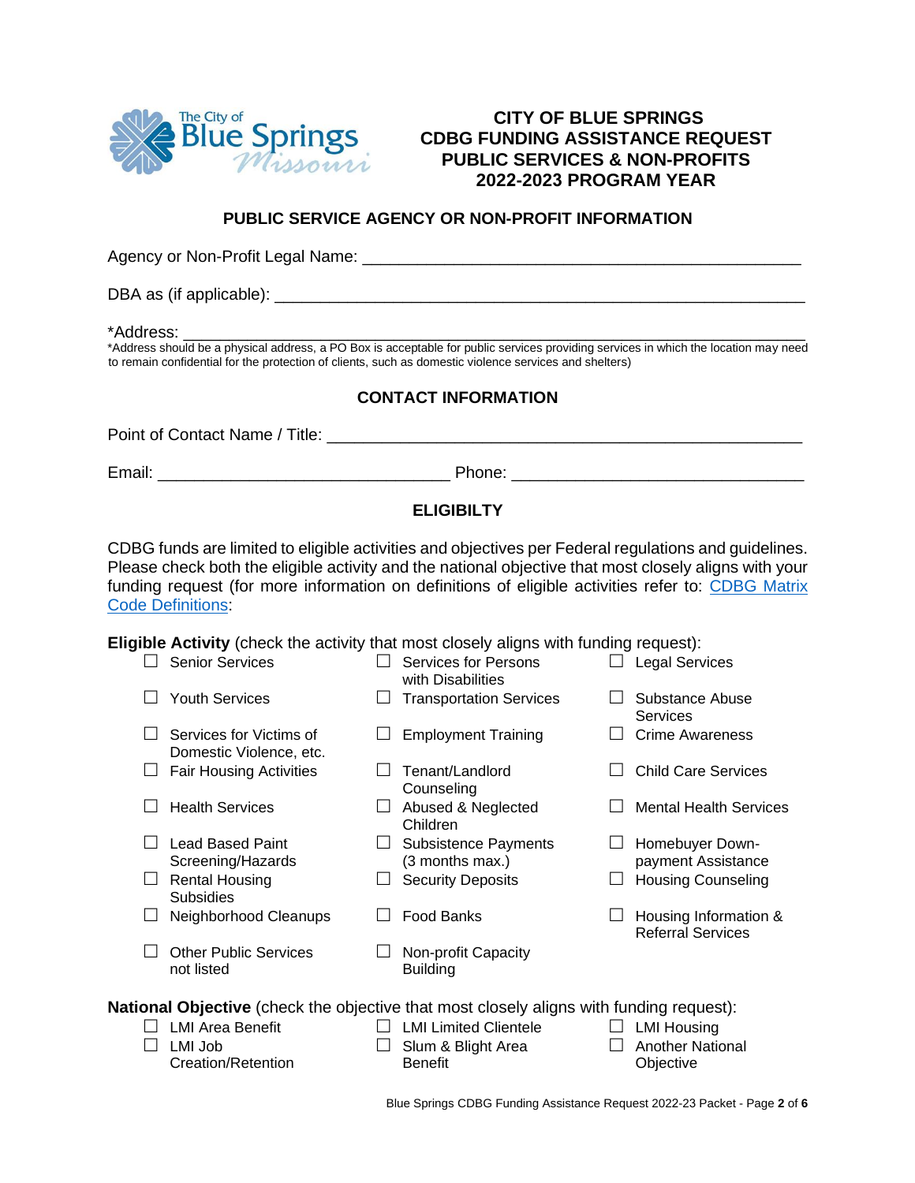# CITY OF BLUE SPRINGS
# CDBG FUNDING ASSISTANCE REQUEST
# PUBLIC SERVICES & NON-PROFITS
# 2022-2023 PROGRAM YEAR

## PUBLIC SERVICE AGENCY OR NON-PROFIT INFORMATION

Agency or Non-Profit Legal Name: ______________________________________________

DBA as (if applicable): ______________________________________________________

*Address: __________________________________________________________________

*Address should be a physical address, a PO Box is acceptable for public services providing services in which the location may need to remain confidential for the protection of clients, such as domestic violence services and shelters)

## CONTACT INFORMATION

Point of Contact Name / Title: _______________________________________________

Email: ______________________________ Phone: ______________________________

## ELIGIBILTY

CDBG funds are limited to eligible activities and objectives per Federal regulations and guidelines. Please check both the eligible activity and the national objective that most closely aligns with your funding request (for more information on definitions of eligible activities refer to: CDBG Matrix Code Definitions:

**Eligible Activity** (check the activity that most closely aligns with funding request):

- ☐ Senior Services
- ☐ Services for Persons with Disabilities
- ☐ Legal Services
- ☐ Youth Services
- ☐ Transportation Services
- ☐ Substance Abuse Services
- ☐ Services for Victims of Domestic Violence, etc.
- ☐ Employment Training
- ☐ Crime Awareness
- ☐ Fair Housing Activities
- ☐ Tenant/Landlord Counseling
- ☐ Child Care Services
- ☐ Health Services
- ☐ Abused & Neglected Children
- ☐ Mental Health Services
- ☐ Lead Based Paint Screening/Hazards
- ☐ Subsistence Payments (3 months max.)
- ☐ Homebuyer Down-payment Assistance
- ☐ Rental Housing Subsidies
- ☐ Security Deposits
- ☐ Housing Counseling
- ☐ Neighborhood Cleanups
- ☐ Food Banks
- ☐ Housing Information & Referral Services
- ☐ Other Public Services not listed
- ☐ Non-profit Capacity Building

**National Objective** (check the objective that most closely aligns with funding request):

- ☐ LMI Area Benefit
- ☐ LMI Limited Clientele
- ☐ LMI Housing
- ☐ LMI Job Creation/Retention
- ☐ Slum & Blight Area Benefit
- ☐ Another National Objective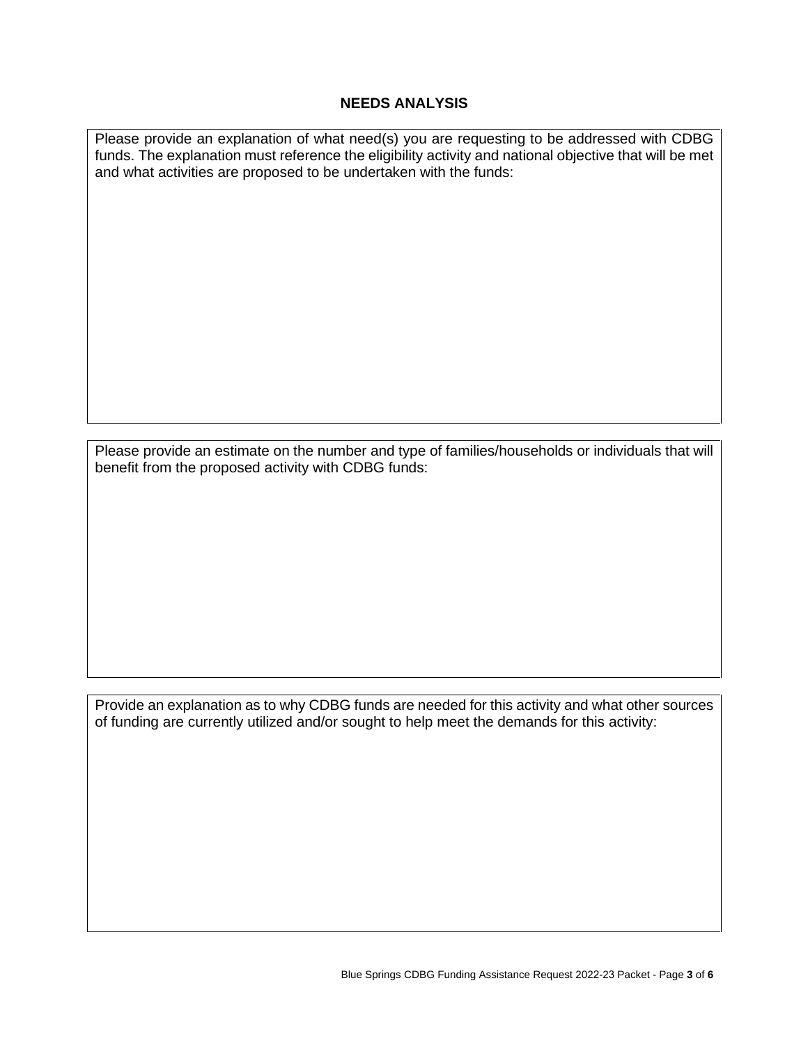## NEEDS ANALYSIS

Please provide an explanation of what need(s) you are requesting to be addressed with CDBG funds. The explanation must reference the eligibility activity and national objective that will be met and what activities are proposed to be undertaken with the funds:

Please provide an estimate on the number and type of families/households or individuals that will benefit from the proposed activity with CDBG funds:

Provide an explanation as to why CDBG funds are needed for this activity and what other sources of funding are currently utilized and/or sought to help meet the demands for this activity: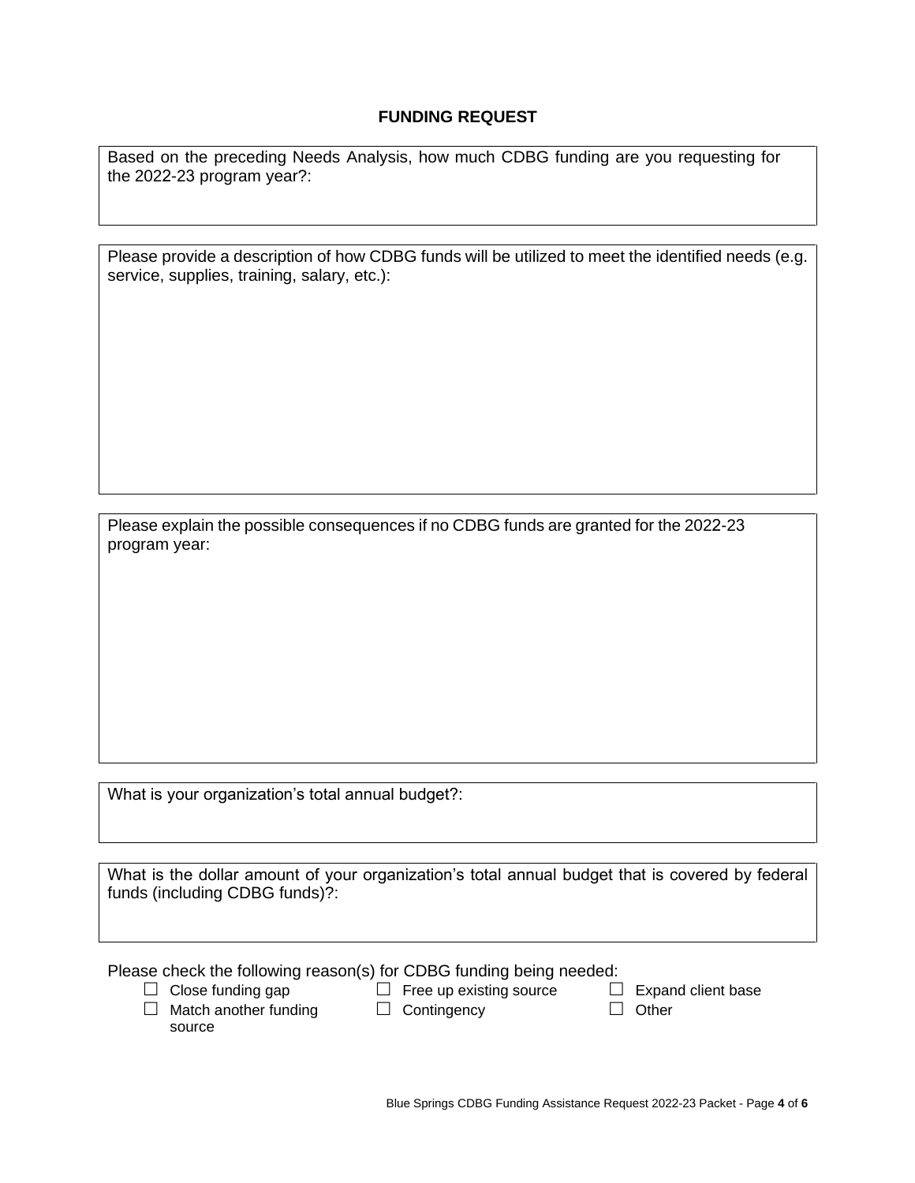## FUNDING REQUEST

Based on the preceding Needs Analysis, how much CDBG funding are you requesting for the 2022-23 program year?:

Please provide a description of how CDBG funds will be utilized to meet the identified needs (e.g. service, supplies, training, salary, etc.):

Please explain the possible consequences if no CDBG funds are granted for the 2022-23 program year:

What is your organization's total annual budget?:

What is the dollar amount of your organization's total annual budget that is covered by federal funds (including CDBG funds)?:

Please check the following reason(s) for CDBG funding being needed:

- ☐ Close funding gap
- ☐ Free up existing source
- ☐ Expand client base
- ☐ Match another funding source
- ☐ Contingency
- ☐ Other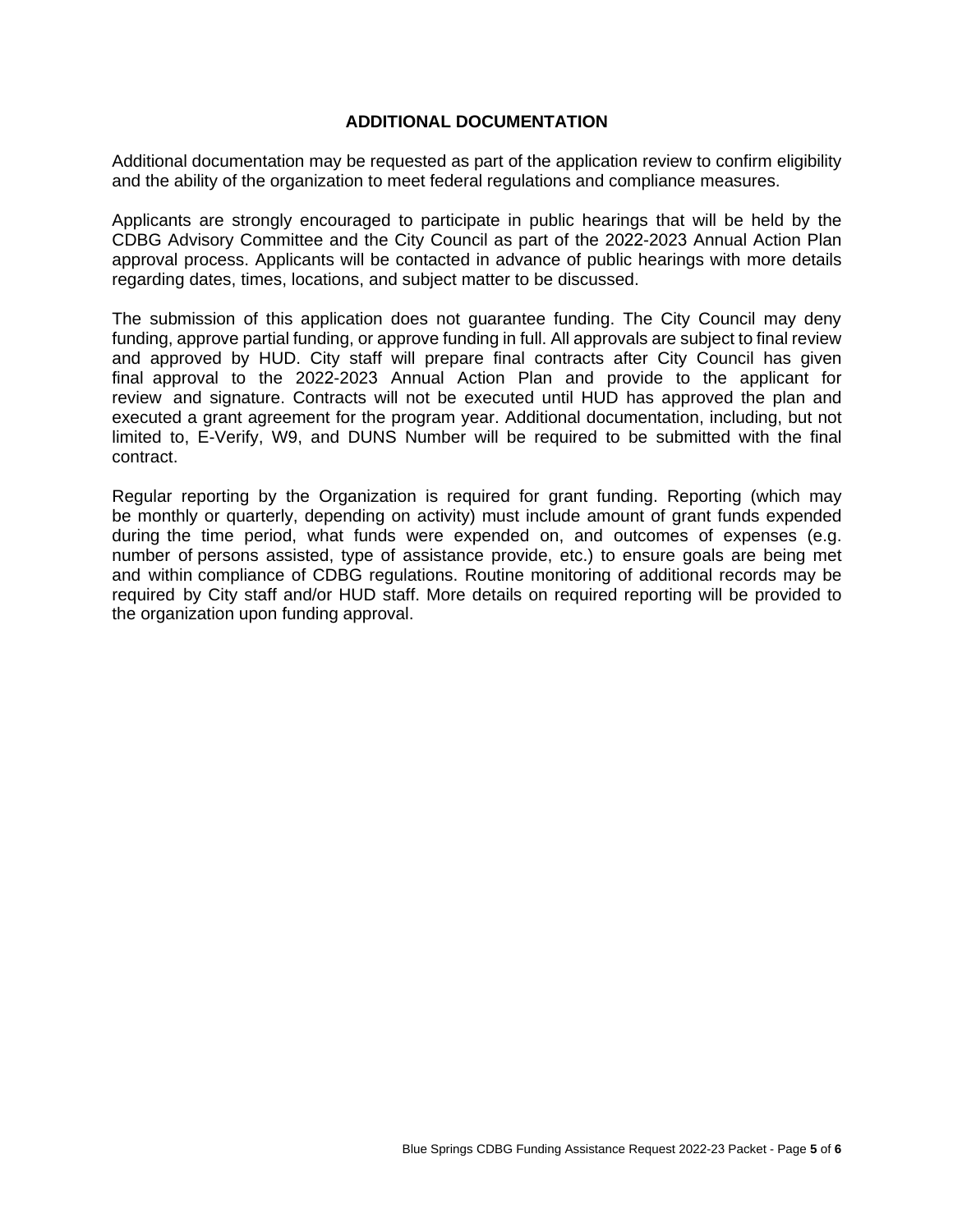## ADDITIONAL DOCUMENTATION

Additional documentation may be requested as part of the application review to confirm eligibility and the ability of the organization to meet federal regulations and compliance measures.

Applicants are strongly encouraged to participate in public hearings that will be held by the CDBG Advisory Committee and the City Council as part of the 2022-2023 Annual Action Plan approval process. Applicants will be contacted in advance of public hearings with more details regarding dates, times, locations, and subject matter to be discussed.

The submission of this application does not guarantee funding. The City Council may deny funding, approve partial funding, or approve funding in full. All approvals are subject to final review and approved by HUD. City staff will prepare final contracts after City Council has given final approval to the 2022-2023 Annual Action Plan and provide to the applicant for review and signature. Contracts will not be executed until HUD has approved the plan and executed a grant agreement for the program year. Additional documentation, including, but not limited to, E-Verify, W9, and DUNS Number will be required to be submitted with the final contract.

Regular reporting by the Organization is required for grant funding. Reporting (which may be monthly or quarterly, depending on activity) must include amount of grant funds expended during the time period, what funds were expended on, and outcomes of expenses (e.g. number of persons assisted, type of assistance provide, etc.) to ensure goals are being met and within compliance of CDBG regulations. Routine monitoring of additional records may be required by City staff and/or HUD staff. More details on required reporting will be provided to the organization upon funding approval.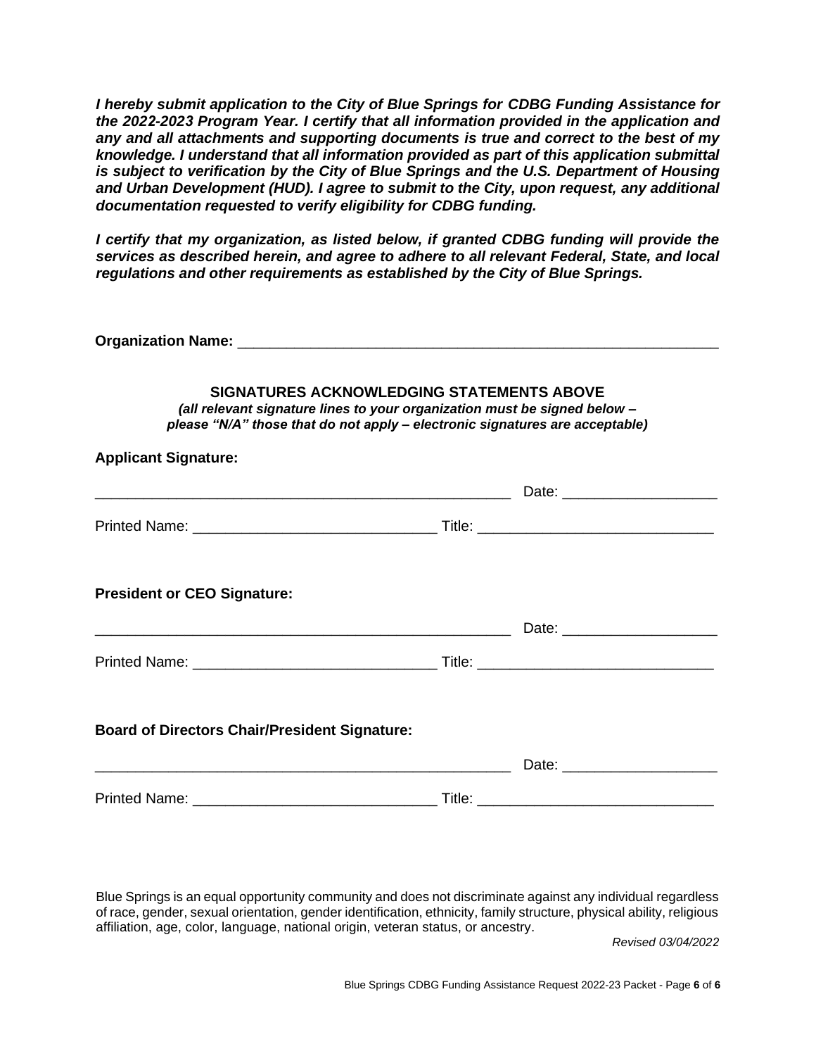***I hereby submit application to the City of Blue Springs for CDBG Funding Assistance for the 2022-2023 Program Year. I certify that all information provided in the application and any and all attachments and supporting documents is true and correct to the best of my knowledge. I understand that all information provided as part of this application submittal is subject to verification by the City of Blue Springs and the U.S. Department of Housing and Urban Development (HUD). I agree to submit to the City, upon request, any additional documentation requested to verify eligibility for CDBG funding.***

***I certify that my organization, as listed below, if granted CDBG funding will provide the services as described herein, and agree to adhere to all relevant Federal, State, and local regulations and other requirements as established by the City of Blue Springs.***

**Organization Name:** ____________________________________________________________

**SIGNATURES ACKNOWLEDGING STATEMENTS ABOVE**

***(all relevant signature lines to your organization must be signed below – please "N/A" those that do not apply – electronic signatures are acceptable)***

**Applicant Signature:**

_____________________________________________________ Date: ___________________

Printed Name: ______________________________ Title: _____________________________

**President or CEO Signature:**

_____________________________________________________ Date: ___________________

Printed Name: ______________________________ Title: _____________________________

**Board of Directors Chair/President Signature:**

_____________________________________________________ Date: ___________________

Printed Name: ______________________________ Title: _____________________________

Blue Springs is an equal opportunity community and does not discriminate against any individual regardless of race, gender, sexual orientation, gender identification, ethnicity, family structure, physical ability, religious affiliation, age, color, language, national origin, veteran status, or ancestry.

*Revised 03/04/2022*